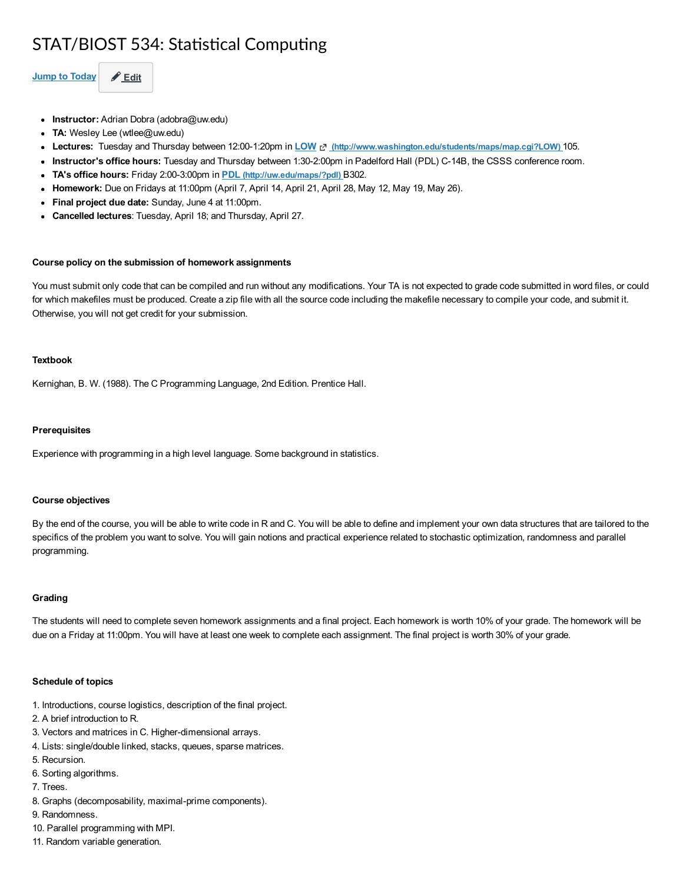# STAT/BIOST 534: Statistical Computing

Jump to Today   Edit

- **Instructor:** Adrian Dobra (adobra@uw.edu)
- **TA:** Wesley Lee (wtlee@uw.edu)
- **Lectures:** Tuesday and Thursday between 12:00-1:20pm in LOW (http://www.washington.edu/students/maps/map.cgi?LOW) 105.
- **Instructor's office hours:** Tuesday and Thursday between 1:30-2:00pm in Padelford Hall (PDL) C-14B, the CSSS conference room.
- **TA's office hours:** Friday 2:00-3:00pm in PDL (http://uw.edu/maps/?pdl) B302.
- **Homework:** Due on Fridays at 11:00pm (April 7, April 14, April 21, April 28, May 12, May 19, May 26).
- **Final project due date:** Sunday, June 4 at 11:00pm.
- **Cancelled lectures**: Tuesday, April 18; and Thursday, April 27.

#### Course policy on the submission of homework assignments

You must submit only code that can be compiled and run without any modifications. Your TA is not expected to grade code submitted in word files, or could for which makefiles must be produced. Create a zip file with all the source code including the makefile necessary to compile your code, and submit it. Otherwise, you will not get credit for your submission.

#### Textbook

Kernighan, B. W. (1988). The C Programming Language, 2nd Edition. Prentice Hall.

#### Prerequisites

Experience with programming in a high level language. Some background in statistics.

#### Course objectives

By the end of the course, you will be able to write code in R and C. You will be able to define and implement your own data structures that are tailored to the specifics of the problem you want to solve. You will gain notions and practical experience related to stochastic optimization, randomness and parallel programming.

#### Grading

The students will need to complete seven homework assignments and a final project. Each homework is worth 10% of your grade. The homework will be due on a Friday at 11:00pm. You will have at least one week to complete each assignment. The final project is worth 30% of your grade.

#### Schedule of topics

1. Introductions, course logistics, description of the final project.
2. A brief introduction to R.
3. Vectors and matrices in C. Higher-dimensional arrays.
4. Lists: single/double linked, stacks, queues, sparse matrices.
5. Recursion.
6. Sorting algorithms.
7. Trees.
8. Graphs (decomposability, maximal-prime components).
9. Randomness.
10. Parallel programming with MPI.
11. Random variable generation.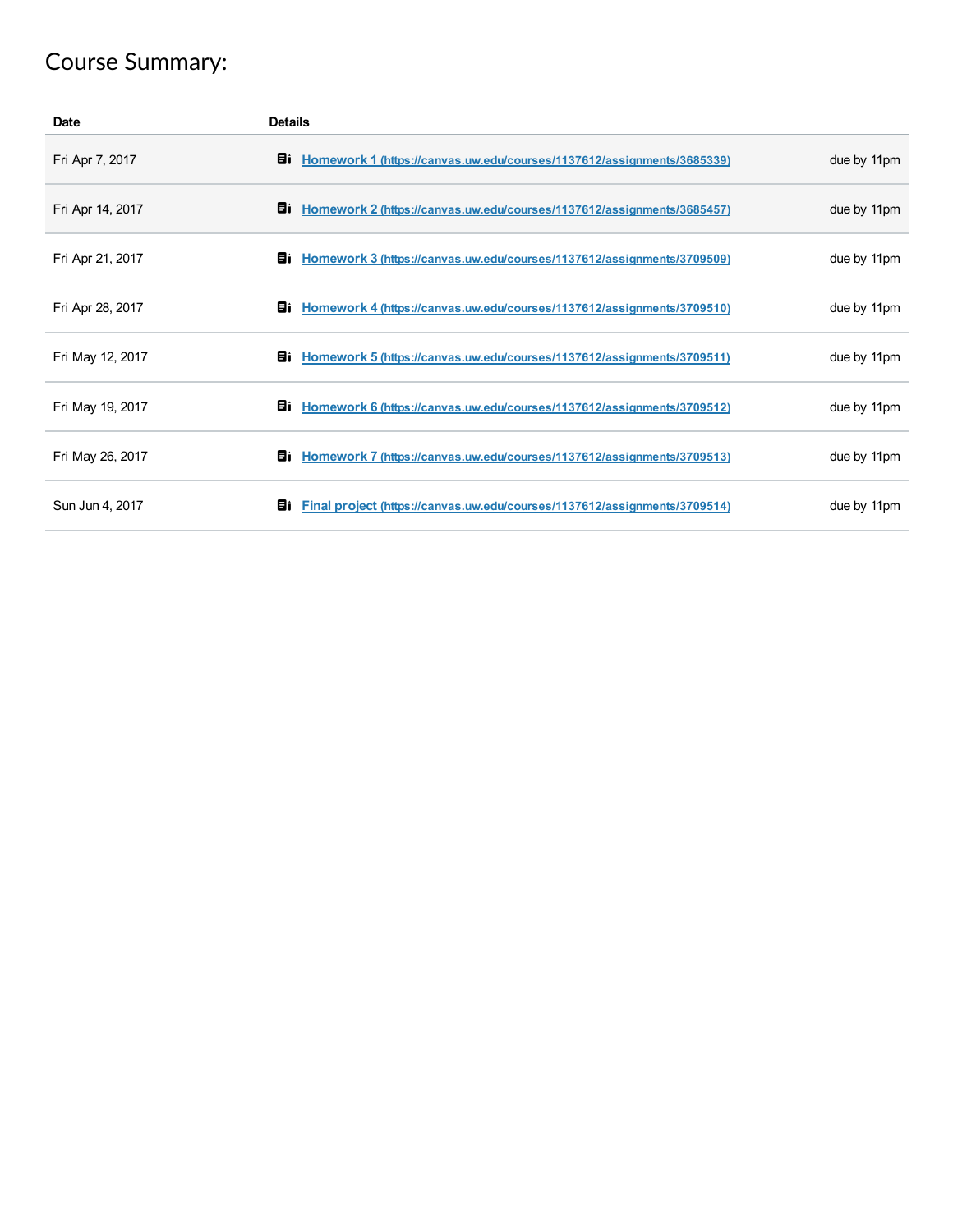# Course Summary:

| Date | Details | |
|---|---|---|
| Fri Apr 7, 2017 | Homework 1 (https://canvas.uw.edu/courses/1137612/assignments/3685339) | due by 11pm |
| Fri Apr 14, 2017 | Homework 2 (https://canvas.uw.edu/courses/1137612/assignments/3685457) | due by 11pm |
| Fri Apr 21, 2017 | Homework 3 (https://canvas.uw.edu/courses/1137612/assignments/3709509) | due by 11pm |
| Fri Apr 28, 2017 | Homework 4 (https://canvas.uw.edu/courses/1137612/assignments/3709510) | due by 11pm |
| Fri May 12, 2017 | Homework 5 (https://canvas.uw.edu/courses/1137612/assignments/3709511) | due by 11pm |
| Fri May 19, 2017 | Homework 6 (https://canvas.uw.edu/courses/1137612/assignments/3709512) | due by 11pm |
| Fri May 26, 2017 | Homework 7 (https://canvas.uw.edu/courses/1137612/assignments/3709513) | due by 11pm |
| Sun Jun 4, 2017 | Final project (https://canvas.uw.edu/courses/1137612/assignments/3709514) | due by 11pm |